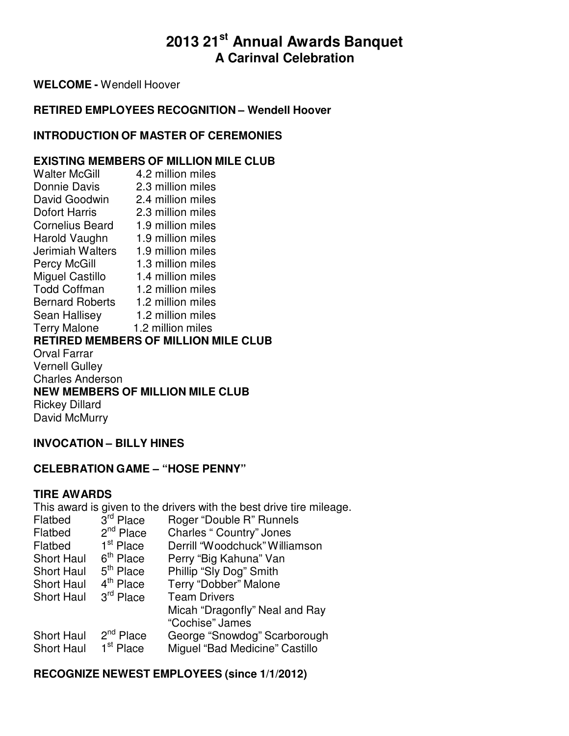# 2013 21st Annual Awards Banquet
## A Carinval Celebration

**WELCOME -** Wendell Hoover

**RETIRED EMPLOYEES RECOGNITION – Wendell Hoover**

**INTRODUCTION OF MASTER OF CEREMONIES**

**EXISTING MEMBERS OF MILLION MILE CLUB**

| | |
|---|---|
| Walter McGill | 4.2 million miles |
| Donnie Davis | 2.3 million miles |
| David Goodwin | 2.4 million miles |
| Dofort Harris | 2.3 million miles |
| Cornelius Beard | 1.9 million miles |
| Harold Vaughn | 1.9 million miles |
| Jerimiah Walters | 1.9 million miles |
| Percy McGill | 1.3 million miles |
| Miguel Castillo | 1.4 million miles |
| Todd Coffman | 1.2 million miles |
| Bernard Roberts | 1.2 million miles |
| Sean Hallisey | 1.2 million miles |
| Terry Malone | 1.2 million miles |

**RETIRED MEMBERS OF MILLION MILE CLUB**

Orval Farrar
Vernell Gulley
Charles Anderson

**NEW MEMBERS OF MILLION MILE CLUB**

Rickey Dillard
David McMurry

**INVOCATION – BILLY HINES**

**CELEBRATION GAME – "HOSE PENNY"**

**TIRE AWARDS**

This award is given to the drivers with the best drive tire mileage.

| | | |
|---|---|---|
| Flatbed | 3rd Place | Roger "Double R" Runnels |
| Flatbed | 2nd Place | Charles " Country" Jones |
| Flatbed | 1st Place | Derrill "Woodchuck" Williamson |
| Short Haul | 6th Place | Perry "Big Kahuna" Van |
| Short Haul | 5th Place | Phillip "Sly Dog" Smith |
| Short Haul | 4th Place | Terry "Dobber" Malone |
| Short Haul | 3rd Place | Team Drivers Micah "Dragonfly" Neal and Ray "Cochise" James |
| Short Haul | 2nd Place | George "Snowdog" Scarborough |
| Short Haul | 1st Place | Miguel "Bad Medicine" Castillo |

**RECOGNIZE NEWEST EMPLOYEES (since 1/1/2012)**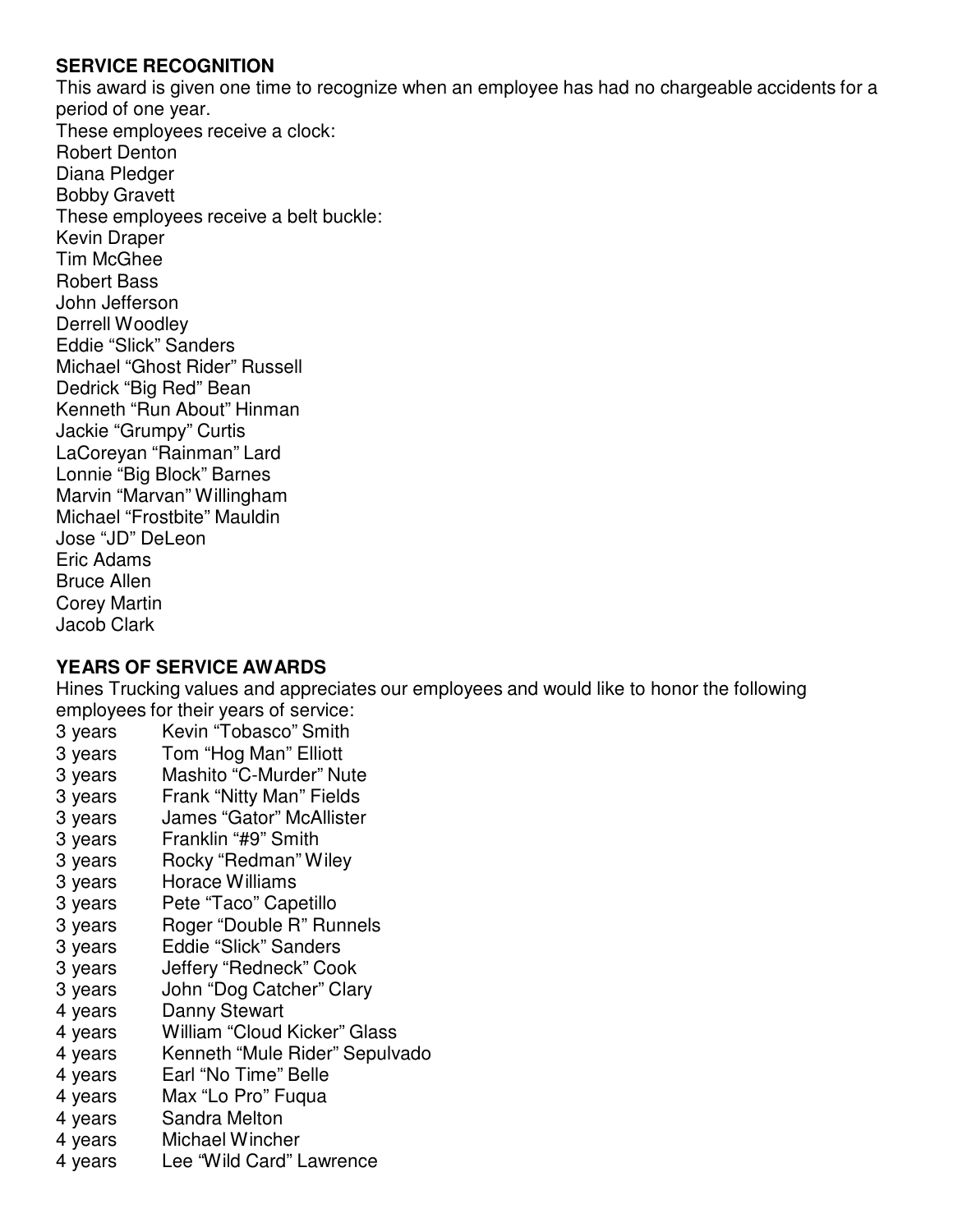**SERVICE RECOGNITION**

This award is given one time to recognize when an employee has had no chargeable accidents for a period of one year.

These employees receive a clock:

Robert Denton
Diana Pledger
Bobby Gravett

These employees receive a belt buckle:

Kevin Draper
Tim McGhee
Robert Bass
John Jefferson
Derrell Woodley
Eddie “Slick” Sanders
Michael “Ghost Rider” Russell
Dedrick “Big Red” Bean
Kenneth “Run About” Hinman
Jackie “Grumpy” Curtis
LaCoreyan “Rainman” Lard
Lonnie “Big Block” Barnes
Marvin “Marvan” Willingham
Michael “Frostbite” Mauldin
Jose “JD” DeLeon
Eric Adams
Bruce Allen
Corey Martin
Jacob Clark

**YEARS OF SERVICE AWARDS**

Hines Trucking values and appreciates our employees and would like to honor the following employees for their years of service:

| | |
|---|---|
| 3 years | Kevin “Tobasco” Smith |
| 3 years | Tom “Hog Man” Elliott |
| 3 years | Mashito “C-Murder” Nute |
| 3 years | Frank “Nitty Man” Fields |
| 3 years | James “Gator” McAllister |
| 3 years | Franklin “#9” Smith |
| 3 years | Rocky “Redman” Wiley |
| 3 years | Horace Williams |
| 3 years | Pete “Taco” Capetillo |
| 3 years | Roger “Double R” Runnels |
| 3 years | Eddie “Slick” Sanders |
| 3 years | Jeffery “Redneck” Cook |
| 3 years | John “Dog Catcher” Clary |
| 4 years | Danny Stewart |
| 4 years | William “Cloud Kicker” Glass |
| 4 years | Kenneth “Mule Rider” Sepulvado |
| 4 years | Earl “No Time” Belle |
| 4 years | Max “Lo Pro” Fuqua |
| 4 years | Sandra Melton |
| 4 years | Michael Wincher |
| 4 years | Lee “Wild Card” Lawrence |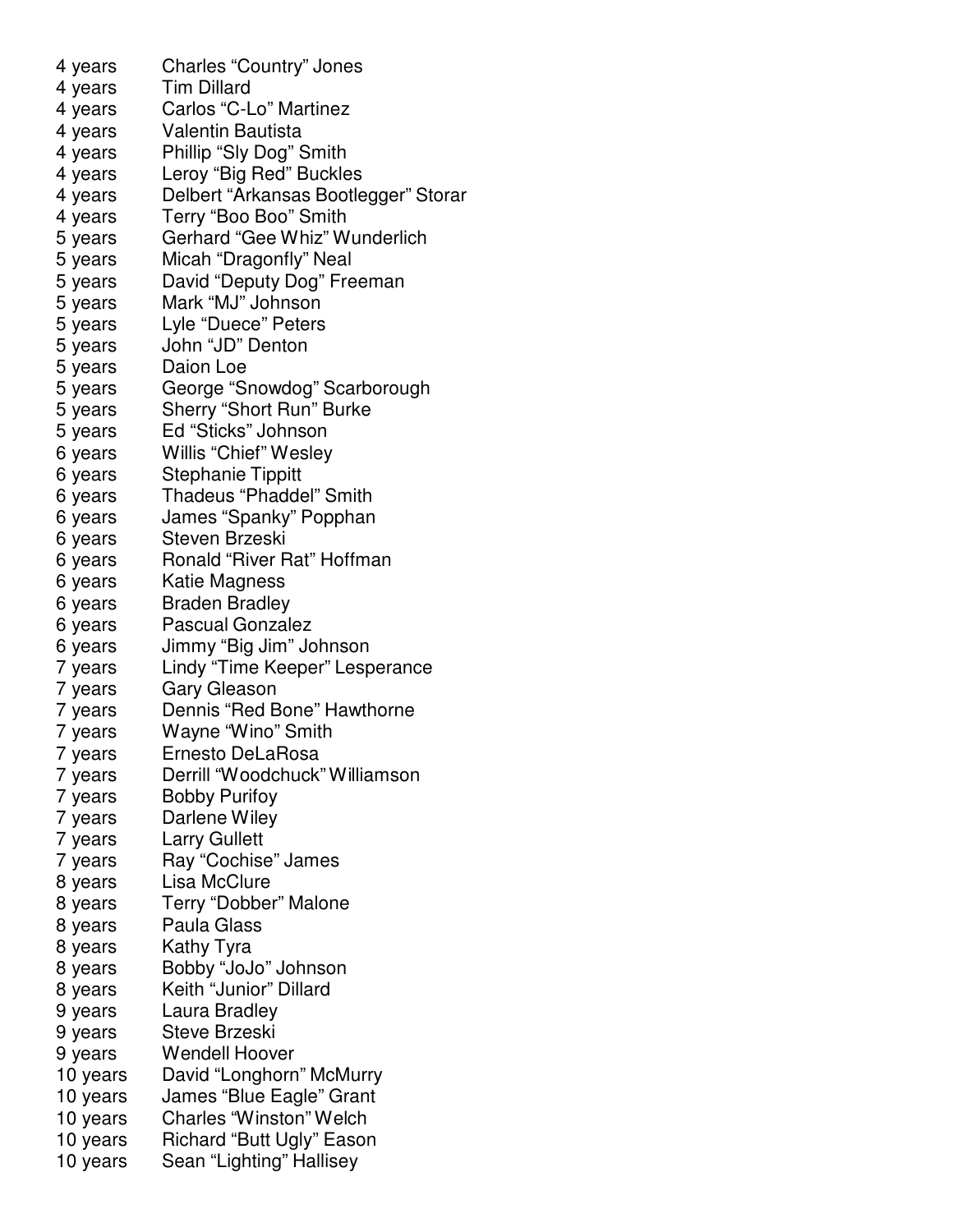4 years Charles “Country” Jones
4 years Tim Dillard
4 years Carlos “C-Lo” Martinez
4 years Valentin Bautista
4 years Phillip “Sly Dog” Smith
4 years Leroy “Big Red” Buckles
4 years Delbert “Arkansas Bootlegger” Storar
4 years Terry “Boo Boo” Smith
5 years Gerhard “Gee Whiz” Wunderlich
5 years Micah “Dragonfly” Neal
5 years David “Deputy Dog” Freeman
5 years Mark “MJ” Johnson
5 years Lyle “Duece” Peters
5 years John “JD” Denton
5 years Daion Loe
5 years George “Snowdog” Scarborough
5 years Sherry “Short Run” Burke
5 years Ed “Sticks” Johnson
6 years Willis “Chief” Wesley
6 years Stephanie Tippitt
6 years Thadeus “Phaddel” Smith
6 years James “Spanky” Popphan
6 years Steven Brzeski
6 years Ronald “River Rat” Hoffman
6 years Katie Magness
6 years Braden Bradley
6 years Pascual Gonzalez
6 years Jimmy “Big Jim” Johnson
7 years Lindy “Time Keeper” Lesperance
7 years Gary Gleason
7 years Dennis “Red Bone” Hawthorne
7 years Wayne “Wino” Smith
7 years Ernesto DeLaRosa
7 years Derrill “Woodchuck” Williamson
7 years Bobby Purifoy
7 years Darlene Wiley
7 years Larry Gullett
7 years Ray “Cochise” James
8 years Lisa McClure
8 years Terry “Dobber” Malone
8 years Paula Glass
8 years Kathy Tyra
8 years Bobby “JoJo” Johnson
8 years Keith “Junior” Dillard
9 years Laura Bradley
9 years Steve Brzeski
9 years Wendell Hoover
10 years David “Longhorn” McMurry
10 years James “Blue Eagle” Grant
10 years Charles “Winston” Welch
10 years Richard “Butt Ugly” Eason
10 years Sean “Lighting” Hallisey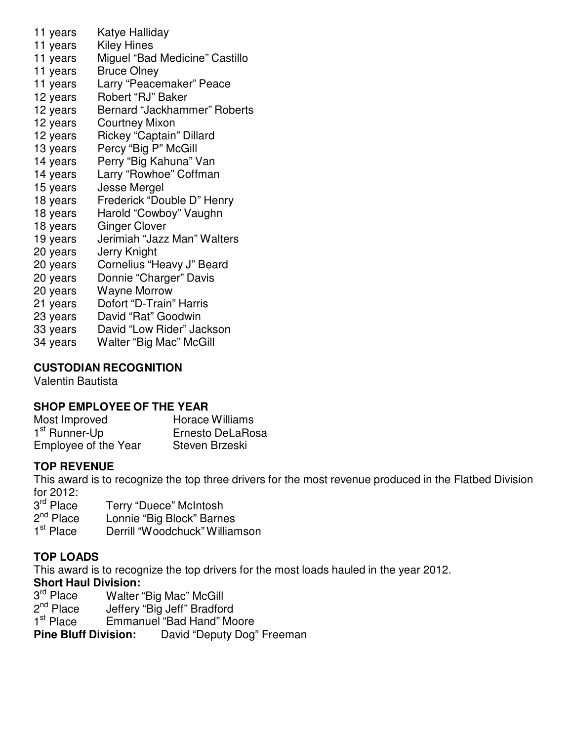11 years  Katye Halliday
11 years  Kiley Hines
11 years  Miguel "Bad Medicine" Castillo
11 years  Bruce Olney
11 years  Larry "Peacemaker" Peace
12 years  Robert "RJ" Baker
12 years  Bernard "Jackhammer" Roberts
12 years  Courtney Mixon
12 years  Rickey "Captain" Dillard
13 years  Percy "Big P" McGill
14 years  Perry "Big Kahuna" Van
14 years  Larry "Rowhoe" Coffman
15 years  Jesse Mergel
18 years  Frederick "Double D" Henry
18 years  Harold "Cowboy" Vaughn
18 years  Ginger Clover
19 years  Jerimiah "Jazz Man" Walters
20 years  Jerry Knight
20 years  Cornelius "Heavy J" Beard
20 years  Donnie "Charger" Davis
20 years  Wayne Morrow
21 years  Dofort "D-Train" Harris
23 years  David "Rat" Goodwin
33 years  David "Low Rider" Jackson
34 years  Walter "Big Mac" McGill

**CUSTODIAN RECOGNITION**

Valentin Bautista

**SHOP EMPLOYEE OF THE YEAR**

Most Improved  Horace Williams
1st Runner-Up  Ernesto DeLaRosa
Employee of the Year  Steven Brzeski

**TOP REVENUE**

This award is to recognize the top three drivers for the most revenue produced in the Flatbed Division for 2012:

3rd Place  Terry "Duece" McIntosh
2nd Place  Lonnie "Big Block" Barnes
1st Place  Derrill "Woodchuck" Williamson

**TOP LOADS**

This award is to recognize the top drivers for the most loads hauled in the year 2012.

**Short Haul Division:**

3rd Place  Walter "Big Mac" McGill
2nd Place  Jeffery "Big Jeff" Bradford
1st Place  Emmanuel "Bad Hand" Moore

**Pine Bluff Division:**  David "Deputy Dog" Freeman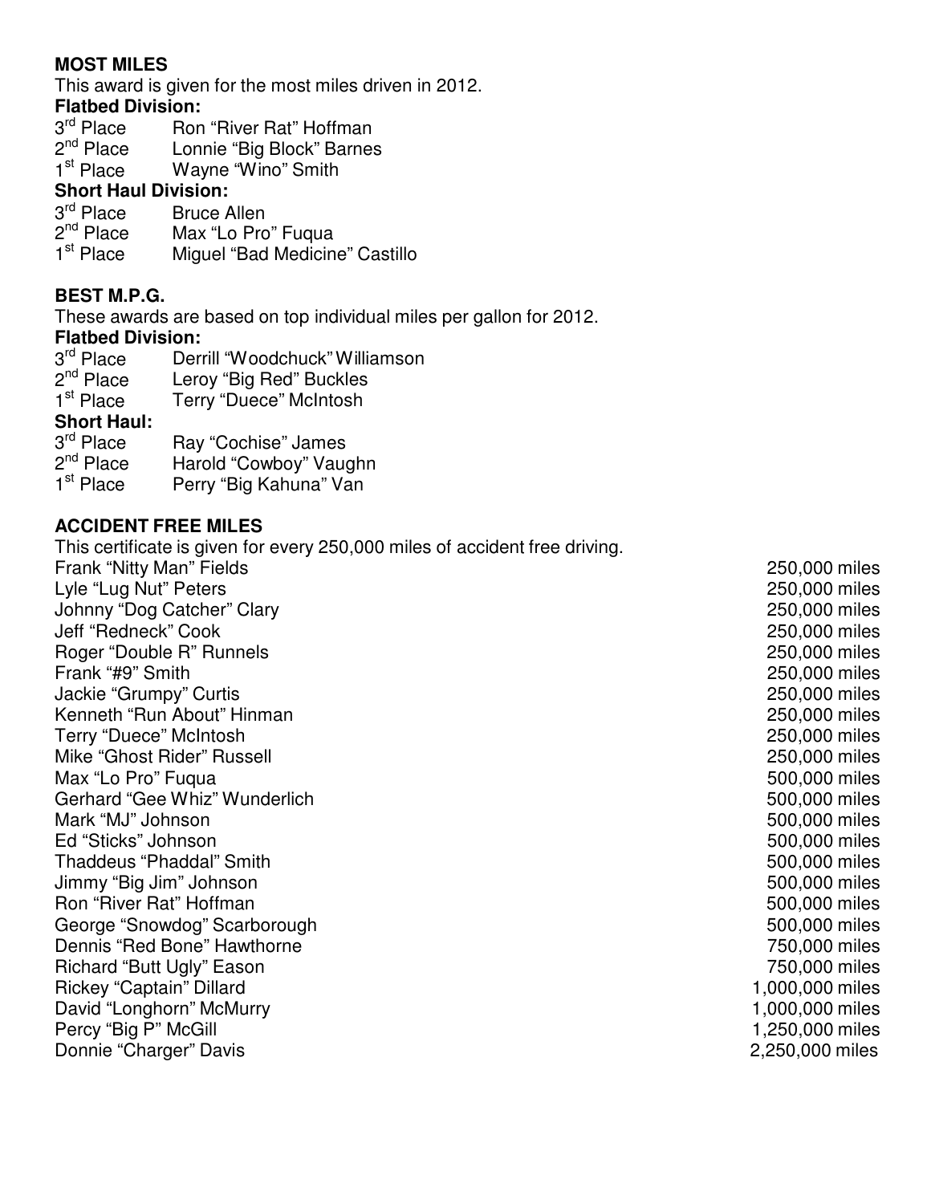**MOST MILES**

This award is given for the most miles driven in 2012.

**Flatbed Division:**

3rd Place Ron “River Rat” Hoffman
2nd Place Lonnie “Big Block” Barnes
1st Place Wayne “Wino” Smith

**Short Haul Division:**

3rd Place Bruce Allen
2nd Place Max “Lo Pro” Fuqua
1st Place Miguel “Bad Medicine” Castillo

**BEST M.P.G.**

These awards are based on top individual miles per gallon for 2012.

**Flatbed Division:**

3rd Place Derrill “Woodchuck” Williamson
2nd Place Leroy “Big Red” Buckles
1st Place Terry “Duece” McIntosh

**Short Haul:**

3rd Place Ray “Cochise” James
2nd Place Harold “Cowboy” Vaughn
1st Place Perry “Big Kahuna” Van

**ACCIDENT FREE MILES**

This certificate is given for every 250,000 miles of accident free driving.

| Name | Miles |
|---|---|
| Frank “Nitty Man” Fields | 250,000 miles |
| Lyle “Lug Nut” Peters | 250,000 miles |
| Johnny “Dog Catcher” Clary | 250,000 miles |
| Jeff “Redneck” Cook | 250,000 miles |
| Roger “Double R” Runnels | 250,000 miles |
| Frank “#9” Smith | 250,000 miles |
| Jackie “Grumpy” Curtis | 250,000 miles |
| Kenneth “Run About” Hinman | 250,000 miles |
| Terry “Duece” McIntosh | 250,000 miles |
| Mike “Ghost Rider” Russell | 250,000 miles |
| Max “Lo Pro” Fuqua | 500,000 miles |
| Gerhard “Gee Whiz” Wunderlich | 500,000 miles |
| Mark “MJ” Johnson | 500,000 miles |
| Ed “Sticks” Johnson | 500,000 miles |
| Thaddeus “Phaddal” Smith | 500,000 miles |
| Jimmy “Big Jim” Johnson | 500,000 miles |
| Ron “River Rat” Hoffman | 500,000 miles |
| George “Snowdog” Scarborough | 500,000 miles |
| Dennis “Red Bone” Hawthorne | 750,000 miles |
| Richard “Butt Ugly” Eason | 750,000 miles |
| Rickey “Captain” Dillard | 1,000,000 miles |
| David “Longhorn” McMurry | 1,000,000 miles |
| Percy “Big P” McGill | 1,250,000 miles |
| Donnie “Charger” Davis | 2,250,000 miles |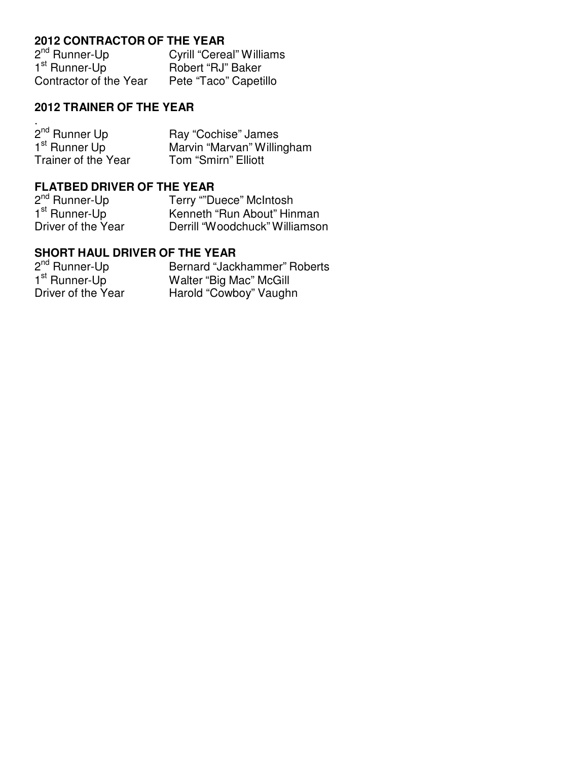## 2012 CONTRACTOR OF THE YEAR

| | |
|---|---|
| 2nd Runner-Up | Cyrill "Cereal" Williams |
| 1st Runner-Up | Robert "RJ" Baker |
| Contractor of the Year | Pete "Taco" Capetillo |

## 2012 TRAINER OF THE YEAR

.

| | |
|---|---|
| 2nd Runner Up | Ray "Cochise" James |
| 1st Runner Up | Marvin "Marvan" Willingham |
| Trainer of the Year | Tom "Smirn" Elliott |

## FLATBED DRIVER OF THE YEAR

| | |
|---|---|
| 2nd Runner-Up | Terry ""Duece" McIntosh |
| 1st Runner-Up | Kenneth "Run About" Hinman |
| Driver of the Year | Derrill "Woodchuck" Williamson |

## SHORT HAUL DRIVER OF THE YEAR

| | |
|---|---|
| 2nd Runner-Up | Bernard "Jackhammer" Roberts |
| 1st Runner-Up | Walter "Big Mac" McGill |
| Driver of the Year | Harold "Cowboy" Vaughn |